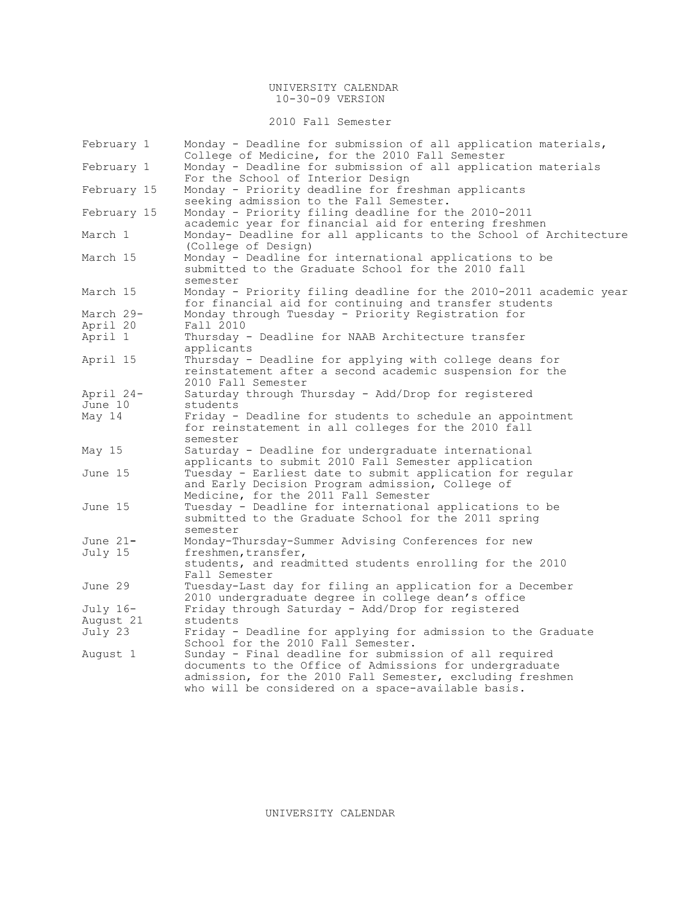# UNIVERSITY CALENDAR

10-30-09 VERSION

## 2010 Fall Semester

| Date | Event |
|---|---|
| February 1 | Monday - Deadline for submission of all application materials, College of Medicine, for the 2010 Fall Semester |
| February 1 | Monday - Deadline for submission of all application materials For the School of Interior Design |
| February 15 | Monday - Priority deadline for freshman applicants seeking admission to the Fall Semester. |
| February 15 | Monday - Priority filing deadline for the 2010-2011 academic year for financial aid for entering freshmen |
| March 1 | Monday- Deadline for all applicants to the School of Architecture (College of Design) |
| March 15 | Monday - Deadline for international applications to be submitted to the Graduate School for the 2010 fall semester |
| March 15 | Monday - Priority filing deadline for the 2010-2011 academic year for financial aid for continuing and transfer students |
| March 29- April 20 | Monday through Tuesday - Priority Registration for Fall 2010 |
| April 1 | Thursday - Deadline for NAAB Architecture transfer applicants |
| April 15 | Thursday - Deadline for applying with college deans for reinstatement after a second academic suspension for the 2010 Fall Semester |
| April 24- June 10 | Saturday through Thursday - Add/Drop for registered students |
| May 14 | Friday - Deadline for students to schedule an appointment for reinstatement in all colleges for the 2010 fall semester |
| May 15 | Saturday - Deadline for undergraduate international applicants to submit 2010 Fall Semester application |
| June 15 | Tuesday - Earliest date to submit application for regular and Early Decision Program admission, College of Medicine, for the 2011 Fall Semester |
| June 15 | Tuesday - Deadline for international applications to be submitted to the Graduate School for the 2011 spring semester |
| June 21- July 15 | Monday-Thursday-Summer Advising Conferences for new freshmen,transfer, students, and readmitted students enrolling for the 2010 Fall Semester |
| June 29 | Tuesday-Last day for filing an application for a December 2010 undergraduate degree in college dean's office |
| July 16- August 21 | Friday through Saturday - Add/Drop for registered students |
| July 23 | Friday - Deadline for applying for admission to the Graduate School for the 2010 Fall Semester. |
| August 1 | Sunday - Final deadline for submission of all required documents to the Office of Admissions for undergraduate admission, for the 2010 Fall Semester, excluding freshmen who will be considered on a space-available basis. |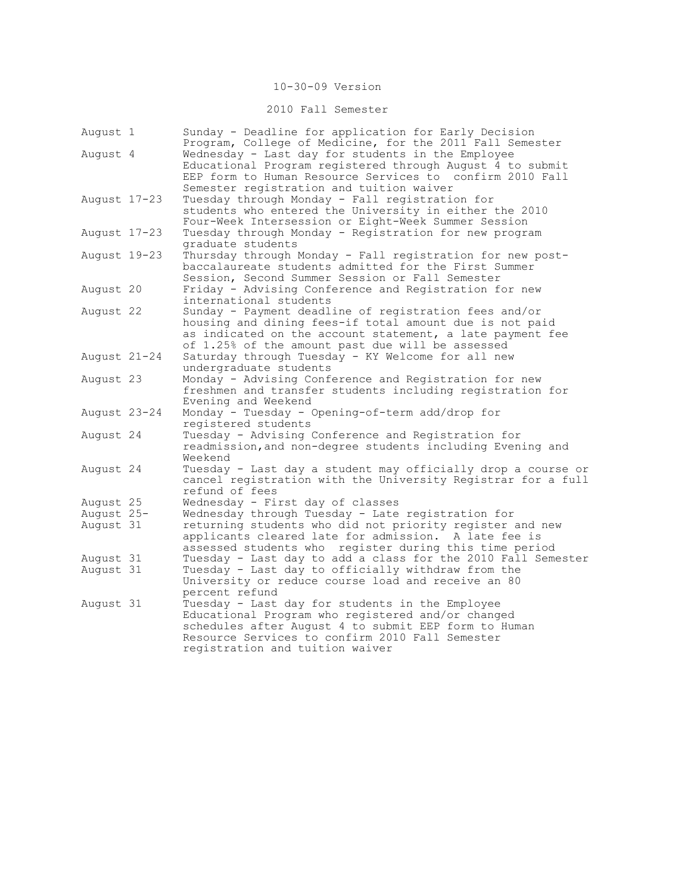10-30-09 Version

## 2010 Fall Semester

| | |
|---|---|
| August 1 | Sunday - Deadline for application for Early Decision Program, College of Medicine, for the 2011 Fall Semester |
| August 4 | Wednesday - Last day for students in the Employee Educational Program registered through August 4 to submit EEP form to Human Resource Services to confirm 2010 Fall Semester registration and tuition waiver |
| August 17-23 | Tuesday through Monday - Fall registration for students who entered the University in either the 2010 Four-Week Intersession or Eight-Week Summer Session |
| August 17-23 | Tuesday through Monday - Registration for new program graduate students |
| August 19-23 | Thursday through Monday - Fall registration for new post-baccalaureate students admitted for the First Summer Session, Second Summer Session or Fall Semester |
| August 20 | Friday - Advising Conference and Registration for new international students |
| August 22 | Sunday - Payment deadline of registration fees and/or housing and dining fees-if total amount due is not paid as indicated on the account statement, a late payment fee of 1.25% of the amount past due will be assessed |
| August 21-24 | Saturday through Tuesday - KY Welcome for all new undergraduate students |
| August 23 | Monday - Advising Conference and Registration for new freshmen and transfer students including registration for Evening and Weekend |
| August 23-24 | Monday - Tuesday - Opening-of-term add/drop for registered students |
| August 24 | Tuesday - Advising Conference and Registration for readmission,and non-degree students including Evening and Weekend |
| August 24 | Tuesday - Last day a student may officially drop a course or cancel registration with the University Registrar for a full refund of fees |
| August 25 | Wednesday - First day of classes |
| August 25-August 31 | Wednesday through Tuesday - Late registration for returning students who did not priority register and new applicants cleared late for admission. A late fee is assessed students who register during this time period |
| August 31 | Tuesday - Last day to add a class for the 2010 Fall Semester |
| August 31 | Tuesday - Last day to officially withdraw from the University or reduce course load and receive an 80 percent refund |
| August 31 | Tuesday - Last day for students in the Employee Educational Program who registered and/or changed schedules after August 4 to submit EEP form to Human Resource Services to confirm 2010 Fall Semester registration and tuition waiver |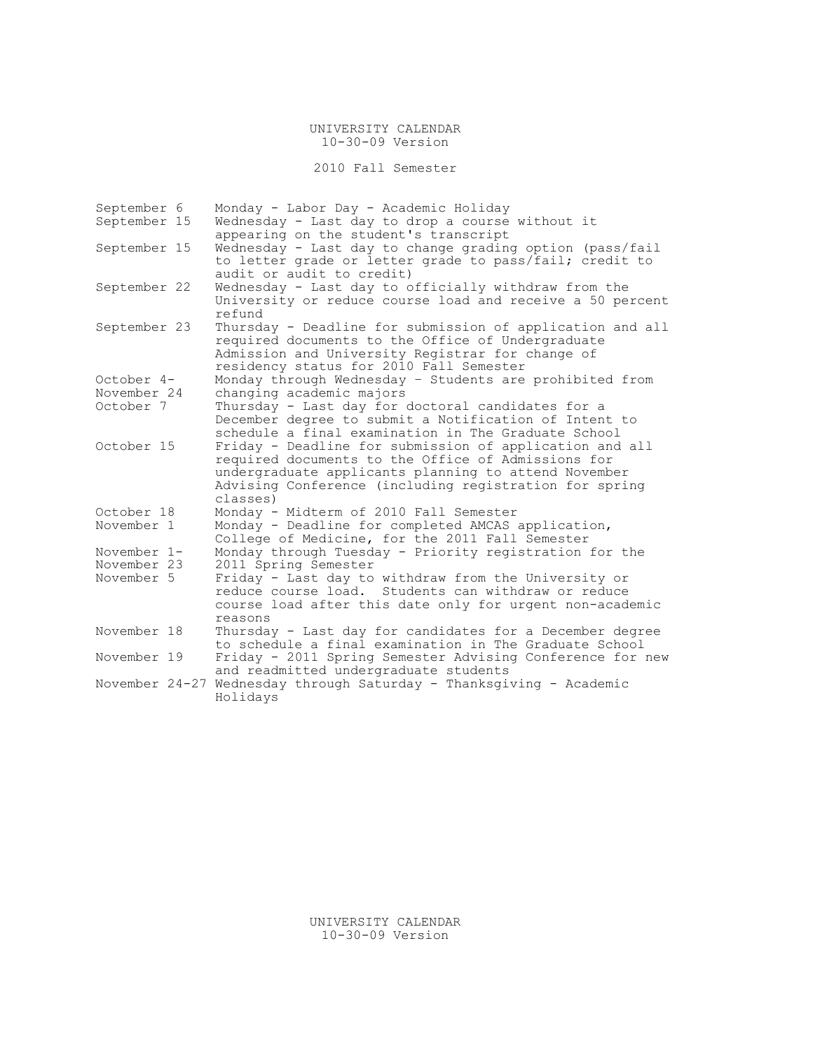# UNIVERSITY CALENDAR

10-30-09 Version

## 2010 Fall Semester

| Date | Event |
|---|---|
| September 6 | Monday - Labor Day - Academic Holiday |
| September 15 | Wednesday - Last day to drop a course without it appearing on the student's transcript |
| September 15 | Wednesday - Last day to change grading option (pass/fail to letter grade or letter grade to pass/fail; credit to audit or audit to credit) |
| September 22 | Wednesday - Last day to officially withdraw from the University or reduce course load and receive a 50 percent refund |
| September 23 | Thursday - Deadline for submission of application and all required documents to the Office of Undergraduate Admission and University Registrar for change of residency status for 2010 Fall Semester |
| October 4-November 24 | Monday through Wednesday – Students are prohibited from changing academic majors |
| October 7 | Thursday - Last day for doctoral candidates for a December degree to submit a Notification of Intent to schedule a final examination in The Graduate School |
| October 15 | Friday - Deadline for submission of application and all required documents to the Office of Admissions for undergraduate applicants planning to attend November Advising Conference (including registration for spring classes) |
| October 18 | Monday - Midterm of 2010 Fall Semester |
| November 1 | Monday - Deadline for completed AMCAS application, College of Medicine, for the 2011 Fall Semester |
| November 1-November 23 | Monday through Tuesday - Priority registration for the 2011 Spring Semester |
| November 5 | Friday - Last day to withdraw from the University or reduce course load. Students can withdraw or reduce course load after this date only for urgent non-academic reasons |
| November 18 | Thursday - Last day for candidates for a December degree to schedule a final examination in The Graduate School |
| November 19 | Friday - 2011 Spring Semester Advising Conference for new and readmitted undergraduate students |
| November 24-27 | Wednesday through Saturday - Thanksgiving - Academic Holidays |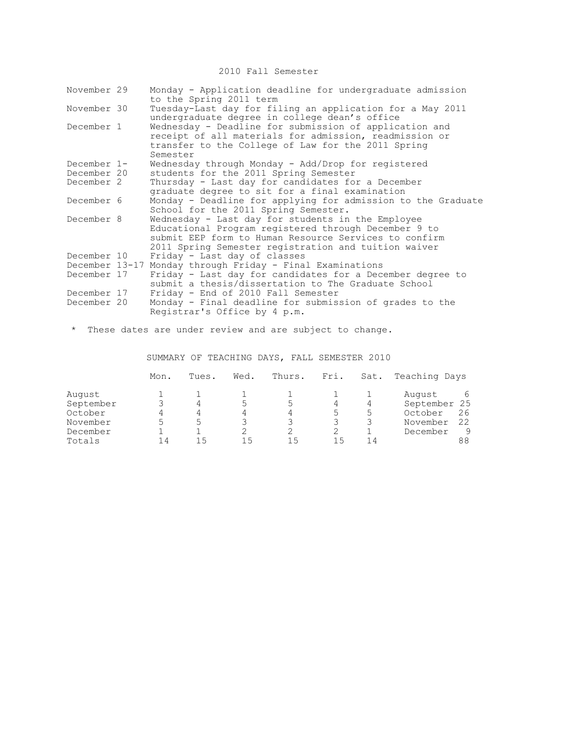2010 Fall Semester

| | |
|---|---|
| November 29 | Monday - Application deadline for undergraduate admission to the Spring 2011 term |
| November 30 | Tuesday-Last day for filing an application for a May 2011 undergraduate degree in college dean's office |
| December 1 | Wednesday - Deadline for submission of application and receipt of all materials for admission, readmission or transfer to the College of Law for the 2011 Spring Semester |
| December 1- December 20 | Wednesday through Monday - Add/Drop for registered students for the 2011 Spring Semester |
| December 2 | Thursday - Last day for candidates for a December graduate degree to sit for a final examination |
| December 6 | Monday - Deadline for applying for admission to the Graduate School for the 2011 Spring Semester. |
| December 8 | Wednesday - Last day for students in the Employee Educational Program registered through December 9 to submit EEP form to Human Resource Services to confirm 2011 Spring Semester registration and tuition waiver |
| December 10 | Friday - Last day of classes |
| December 13-17 | Monday through Friday - Final Examinations |
| December 17 | Friday - Last day for candidates for a December degree to submit a thesis/dissertation to The Graduate School |
| December 17 | Friday - End of 2010 Fall Semester |
| December 20 | Monday - Final deadline for submission of grades to the Registrar's Office by 4 p.m. |

* These dates are under review and are subject to change.

SUMMARY OF TEACHING DAYS, FALL SEMESTER 2010

| | Mon. | Tues. | Wed. | Thurs. | Fri. | Sat. | Teaching Days | |
|---|---|---|---|---|---|---|---|---|
| August | 1 | 1 | 1 | 1 | 1 | 1 | August | 6 |
| September | 3 | 4 | 5 | 5 | 4 | 4 | September | 25 |
| October | 4 | 4 | 4 | 4 | 5 | 5 | October | 26 |
| November | 5 | 5 | 3 | 3 | 3 | 3 | November | 22 |
| December | 1 | 1 | 2 | 2 | 2 | 1 | December | 9 |
| Totals | 14 | 15 | 15 | 15 | 15 | 14 | | 88 |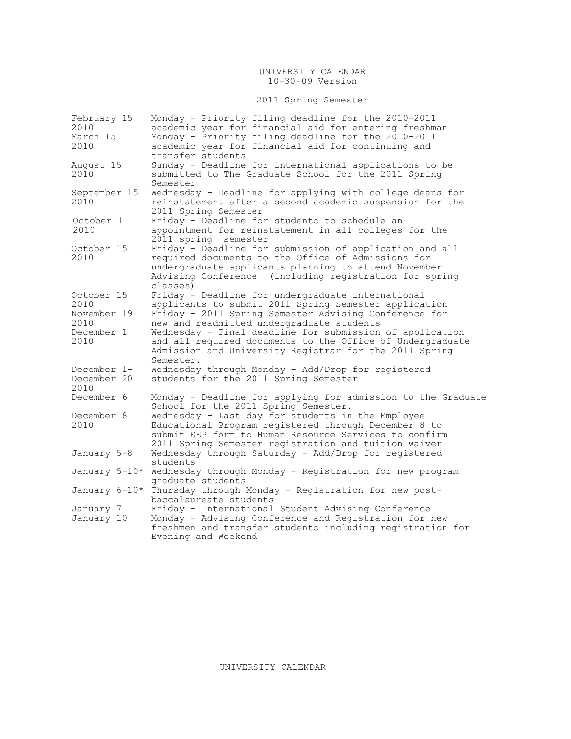UNIVERSITY CALENDAR
10-30-09 Version

2011 Spring Semester

| Date | Event |
|---|---|
| February 15 2010 | Monday - Priority filing deadline for the 2010-2011 academic year for financial aid for entering freshman |
| March 15 2010 | Monday - Priority filing deadline for the 2010-2011 academic year for financial aid for continuing and transfer students |
| August 15 2010 | Sunday - Deadline for international applications to be submitted to The Graduate School for the 2011 Spring Semester |
| September 15 2010 | Wednesday - Deadline for applying with college deans for reinstatement after a second academic suspension for the 2011 Spring Semester |
| October 1 2010 | Friday - Deadline for students to schedule an appointment for reinstatement in all colleges for the 2011 spring semester |
| October 15 2010 | Friday - Deadline for submission of application and all required documents to the Office of Admissions for undergraduate applicants planning to attend November Advising Conference (including registration for spring classes) |
| October 15 2010 | Friday - Deadline for undergraduate international applicants to submit 2011 Spring Semester application |
| November 19 2010 | Friday - 2011 Spring Semester Advising Conference for new and readmitted undergraduate students |
| December 1 2010 | Wednesday - Final deadline for submission of application and all required documents to the Office of Undergraduate Admission and University Registrar for the 2011 Spring Semester. |
| December 1- December 20 2010 | Wednesday through Monday - Add/Drop for registered students for the 2011 Spring Semester |
| December 6 | Monday - Deadline for applying for admission to the Graduate School for the 2011 Spring Semester. |
| December 8 2010 | Wednesday - Last day for students in the Employee Educational Program registered through December 8 to submit EEP form to Human Resource Services to confirm 2011 Spring Semester registration and tuition waiver |
| January 5-8 | Wednesday through Saturday - Add/Drop for registered students |
| January 5-10* | Wednesday through Monday - Registration for new program graduate students |
| January 6-10* | Thursday through Monday - Registration for new post-baccalaureate students |
| January 7 | Friday - International Student Advising Conference |
| January 10 | Monday - Advising Conference and Registration for new freshmen and transfer students including registration for Evening and Weekend |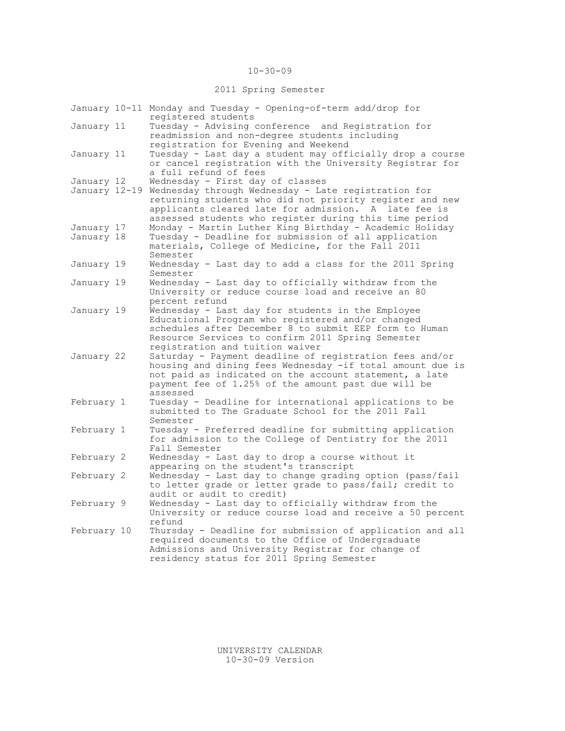10-30-09

## 2011 Spring Semester

| | |
|---|---|
| January 10-11 | Monday and Tuesday - Opening-of-term add/drop for registered students |
| January 11 | Tuesday - Advising conference and Registration for readmission and non-degree students including registration for Evening and Weekend |
| January 11 | Tuesday - Last day a student may officially drop a course or cancel registration with the University Registrar for a full refund of fees |
| January 12 | Wednesday - First day of classes |
| January 12-19 | Wednesday through Wednesday - Late registration for returning students who did not priority register and new applicants cleared late for admission. A late fee is assessed students who register during this time period |
| January 17 | Monday - Martin Luther King Birthday - Academic Holiday |
| January 18 | Tuesday - Deadline for submission of all application materials, College of Medicine, for the Fall 2011 Semester |
| January 19 | Wednesday - Last day to add a class for the 2011 Spring Semester |
| January 19 | Wednesday - Last day to officially withdraw from the University or reduce course load and receive an 80 percent refund |
| January 19 | Wednesday - Last day for students in the Employee Educational Program who registered and/or changed schedules after December 8 to submit EEP form to Human Resource Services to confirm 2011 Spring Semester registration and tuition waiver |
| January 22 | Saturday - Payment deadline of registration fees and/or housing and dining fees Wednesday -if total amount due is not paid as indicated on the account statement, a late payment fee of 1.25% of the amount past due will be assessed |
| February 1 | Tuesday - Deadline for international applications to be submitted to The Graduate School for the 2011 Fall Semester |
| February 1 | Tuesday - Preferred deadline for submitting application for admission to the College of Dentistry for the 2011 Fall Semester |
| February 2 | Wednesday - Last day to drop a course without it appearing on the student's transcript |
| February 2 | Wednesday - Last day to change grading option (pass/fail to letter grade or letter grade to pass/fail; credit to audit or audit to credit) |
| February 9 | Wednesday - Last day to officially withdraw from the University or reduce course load and receive a 50 percent refund |
| February 10 | Thursday - Deadline for submission of application and all required documents to the Office of Undergraduate Admissions and University Registrar for change of residency status for 2011 Spring Semester |

UNIVERSITY CALENDAR
10-30-09 Version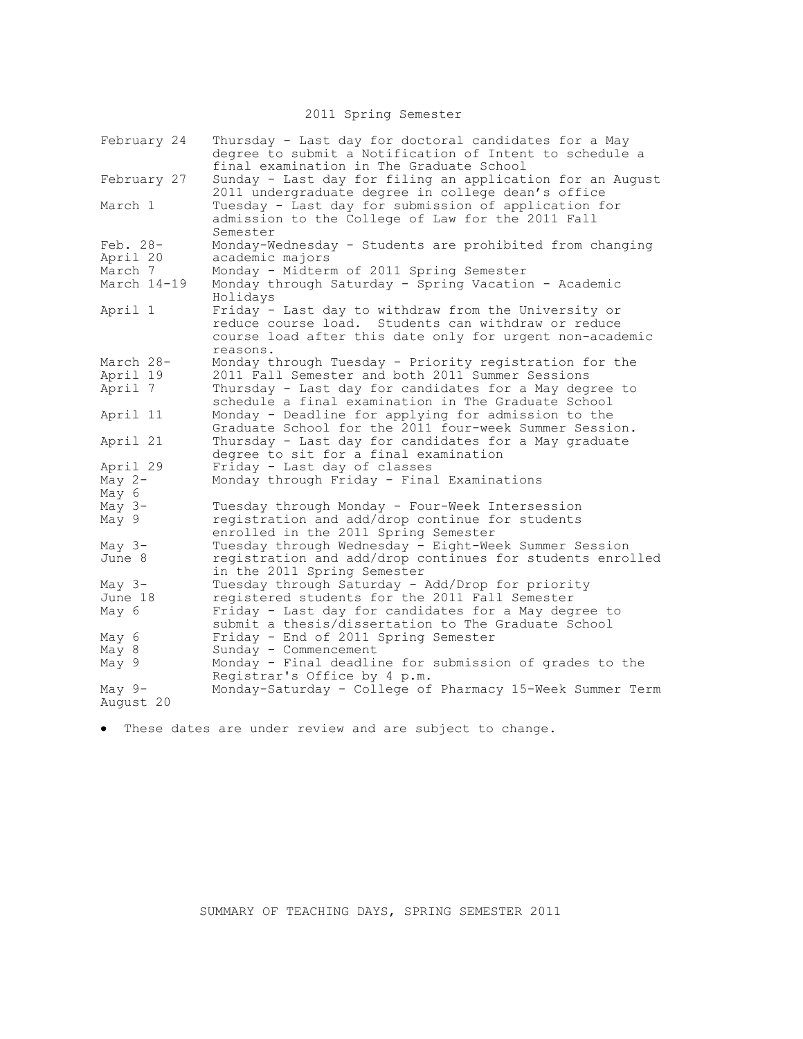## 2011 Spring Semester

| Date | Event |
|---|---|
| February 24 | Thursday - Last day for doctoral candidates for a May degree to submit a Notification of Intent to schedule a final examination in The Graduate School |
| February 27 | Sunday - Last day for filing an application for an August 2011 undergraduate degree in college dean's office |
| March 1 | Tuesday - Last day for submission of application for admission to the College of Law for the 2011 Fall Semester |
| Feb. 28- April 20 | Monday-Wednesday - Students are prohibited from changing academic majors |
| March 7 | Monday - Midterm of 2011 Spring Semester |
| March 14-19 | Monday through Saturday - Spring Vacation - Academic Holidays |
| April 1 | Friday - Last day to withdraw from the University or reduce course load. Students can withdraw or reduce course load after this date only for urgent non-academic reasons. |
| March 28- April 19 | Monday through Tuesday - Priority registration for the 2011 Fall Semester and both 2011 Summer Sessions |
| April 7 | Thursday - Last day for candidates for a May degree to schedule a final examination in The Graduate School |
| April 11 | Monday - Deadline for applying for admission to the Graduate School for the 2011 four-week Summer Session. |
| April 21 | Thursday - Last day for candidates for a May graduate degree to sit for a final examination |
| April 29 | Friday - Last day of classes |
| May 2- May 6 | Monday through Friday - Final Examinations |
| May 3- May 9 | Tuesday through Monday - Four-Week Intersession registration and add/drop continue for students enrolled in the 2011 Spring Semester |
| May 3- June 8 | Tuesday through Wednesday - Eight-Week Summer Session registration and add/drop continues for students enrolled in the 2011 Spring Semester |
| May 3- June 18 | Tuesday through Saturday - Add/Drop for priority registered students for the 2011 Fall Semester |
| May 6 | Friday - Last day for candidates for a May degree to submit a thesis/dissertation to The Graduate School |
| May 6 | Friday - End of 2011 Spring Semester |
| May 8 | Sunday - Commencement |
| May 9 | Monday - Final deadline for submission of grades to the Registrar's Office by 4 p.m. |
| May 9- August 20 | Monday-Saturday - College of Pharmacy 15-Week Summer Term |

- These dates are under review and are subject to change.

## SUMMARY OF TEACHING DAYS, SPRING SEMESTER 2011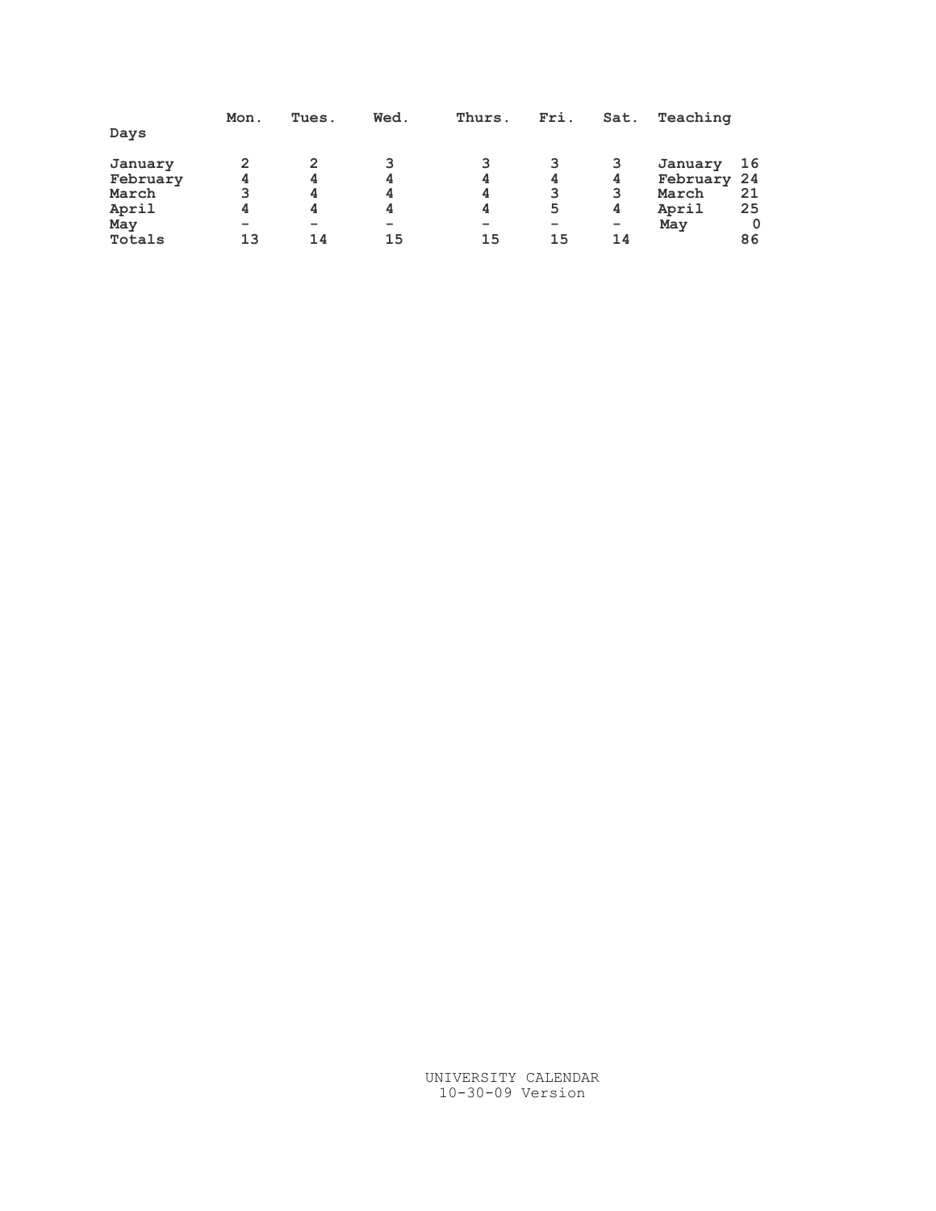| Days | Mon. | Tues. | Wed. | Thurs. | Fri. | Sat. | Teaching | |
|---|---|---|---|---|---|---|---|---|
| January | 2 | 2 | 3 | 3 | 3 | 3 | January | 16 |
| February | 4 | 4 | 4 | 4 | 4 | 4 | February | 24 |
| March | 3 | 4 | 4 | 4 | 3 | 3 | March | 21 |
| April | 4 | 4 | 4 | 4 | 5 | 4 | April | 25 |
| May | - | - | - | - | - | - | May | 0 |
| Totals | 13 | 14 | 15 | 15 | 15 | 14 | | 86 |

UNIVERSITY CALENDAR
10-30-09 Version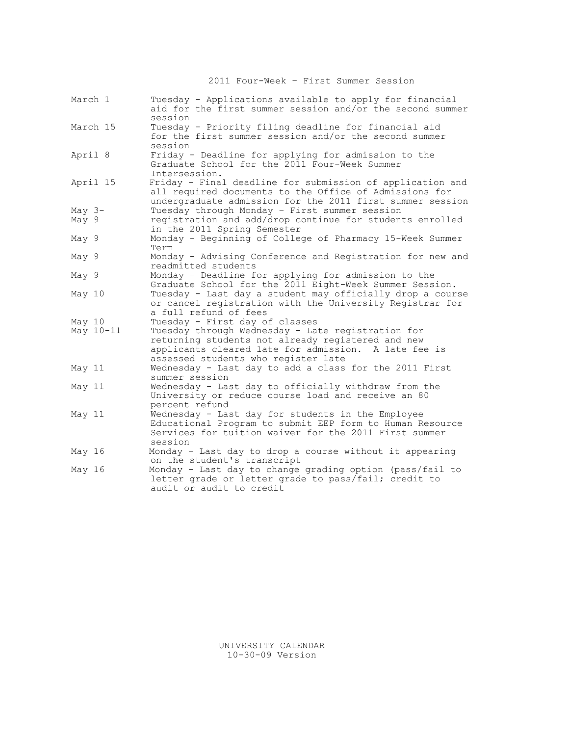## 2011 Four-Week – First Summer Session

| | |
|---|---|
| March 1 | Tuesday - Applications available to apply for financial aid for the first summer session and/or the second summer session |
| March 15 | Tuesday - Priority filing deadline for financial aid for the first summer session and/or the second summer session |
| April 8 | Friday - Deadline for applying for admission to the Graduate School for the 2011 Four-Week Summer Intersession. |
| April 15 | Friday - Final deadline for submission of application and all required documents to the Office of Admissions for undergraduate admission for the 2011 first summer session |
| May 3-May 9 | Tuesday through Monday – First summer session registration and add/drop continue for students enrolled in the 2011 Spring Semester |
| May 9 | Monday - Beginning of College of Pharmacy 15-Week Summer Term |
| May 9 | Monday - Advising Conference and Registration for new and readmitted students |
| May 9 | Monday – Deadline for applying for admission to the Graduate School for the 2011 Eight-Week Summer Session. |
| May 10 | Tuesday - Last day a student may officially drop a course or cancel registration with the University Registrar for a full refund of fees |
| May 10 | Tuesday - First day of classes |
| May 10-11 | Tuesday through Wednesday - Late registration for returning students not already registered and new applicants cleared late for admission. A late fee is assessed students who register late |
| May 11 | Wednesday - Last day to add a class for the 2011 First summer session |
| May 11 | Wednesday - Last day to officially withdraw from the University or reduce course load and receive an 80 percent refund |
| May 11 | Wednesday - Last day for students in the Employee Educational Program to submit EEP form to Human Resource Services for tuition waiver for the 2011 First summer session |
| May 16 | Monday - Last day to drop a course without it appearing on the student's transcript |
| May 16 | Monday - Last day to change grading option (pass/fail to letter grade or letter grade to pass/fail; credit to audit or audit to credit |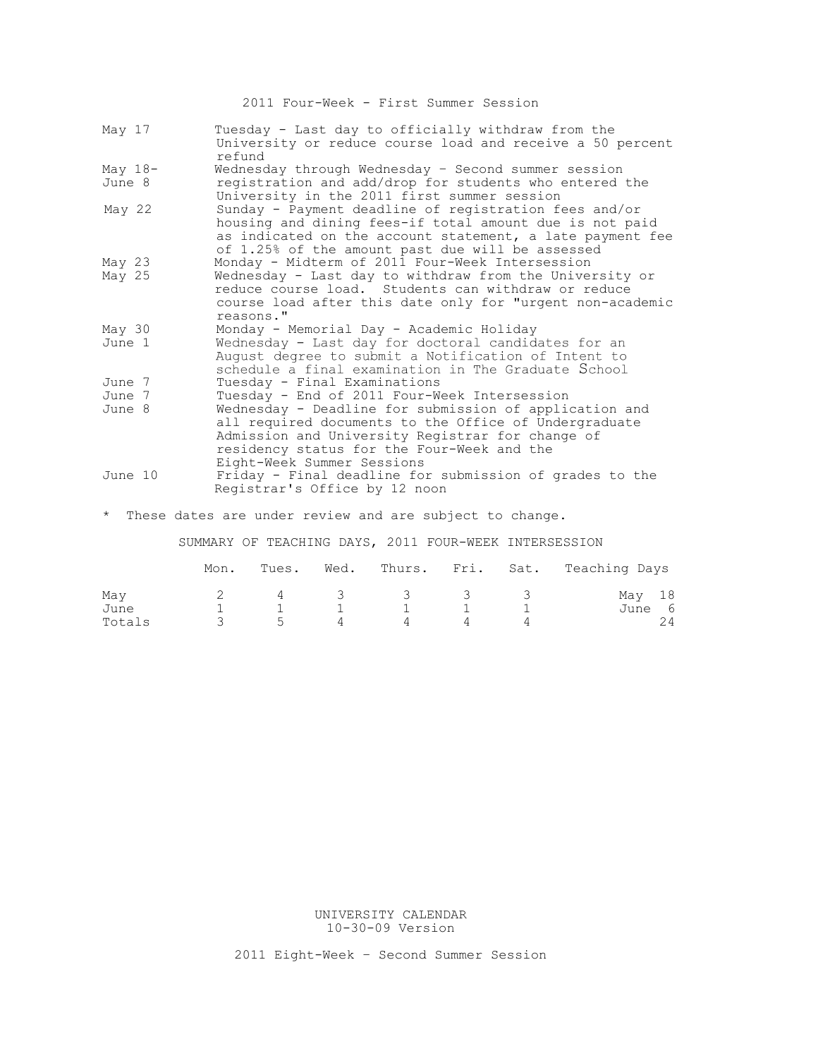## 2011 Four-Week - First Summer Session

| | |
|---|---|
| May 17 | Tuesday - Last day to officially withdraw from the University or reduce course load and receive a 50 percent refund |
| May 18-June 8 | Wednesday through Wednesday – Second summer session registration and add/drop for students who entered the University in the 2011 first summer session |
| May 22 | Sunday - Payment deadline of registration fees and/or housing and dining fees-if total amount due is not paid as indicated on the account statement, a late payment fee of 1.25% of the amount past due will be assessed |
| May 23 | Monday - Midterm of 2011 Four-Week Intersession |
| May 25 | Wednesday - Last day to withdraw from the University or reduce course load. Students can withdraw or reduce course load after this date only for "urgent non-academic reasons." |
| May 30 | Monday - Memorial Day - Academic Holiday |
| June 1 | Wednesday - Last day for doctoral candidates for an August degree to submit a Notification of Intent to schedule a final examination in The Graduate School |
| June 7 | Tuesday - Final Examinations |
| June 7 | Tuesday - End of 2011 Four-Week Intersession |
| June 8 | Wednesday - Deadline for submission of application and all required documents to the Office of Undergraduate Admission and University Registrar for change of residency status for the Four-Week and the Eight-Week Summer Sessions |
| June 10 | Friday - Final deadline for submission of grades to the Registrar's Office by 12 noon |

\* These dates are under review and are subject to change.

### SUMMARY OF TEACHING DAYS, 2011 FOUR-WEEK INTERSESSION

| | Mon. | Tues. | Wed. | Thurs. | Fri. | Sat. | Teaching Days |
|---|---|---|---|---|---|---|---|
| May | 2 | 4 | 3 | 3 | 3 | 3 | May 18 |
| June | 1 | 1 | 1 | 1 | 1 | 1 | June 6 |
| Totals | 3 | 5 | 4 | 4 | 4 | 4 | 24 |

UNIVERSITY CALENDAR
10-30-09 Version

## 2011 Eight-Week – Second Summer Session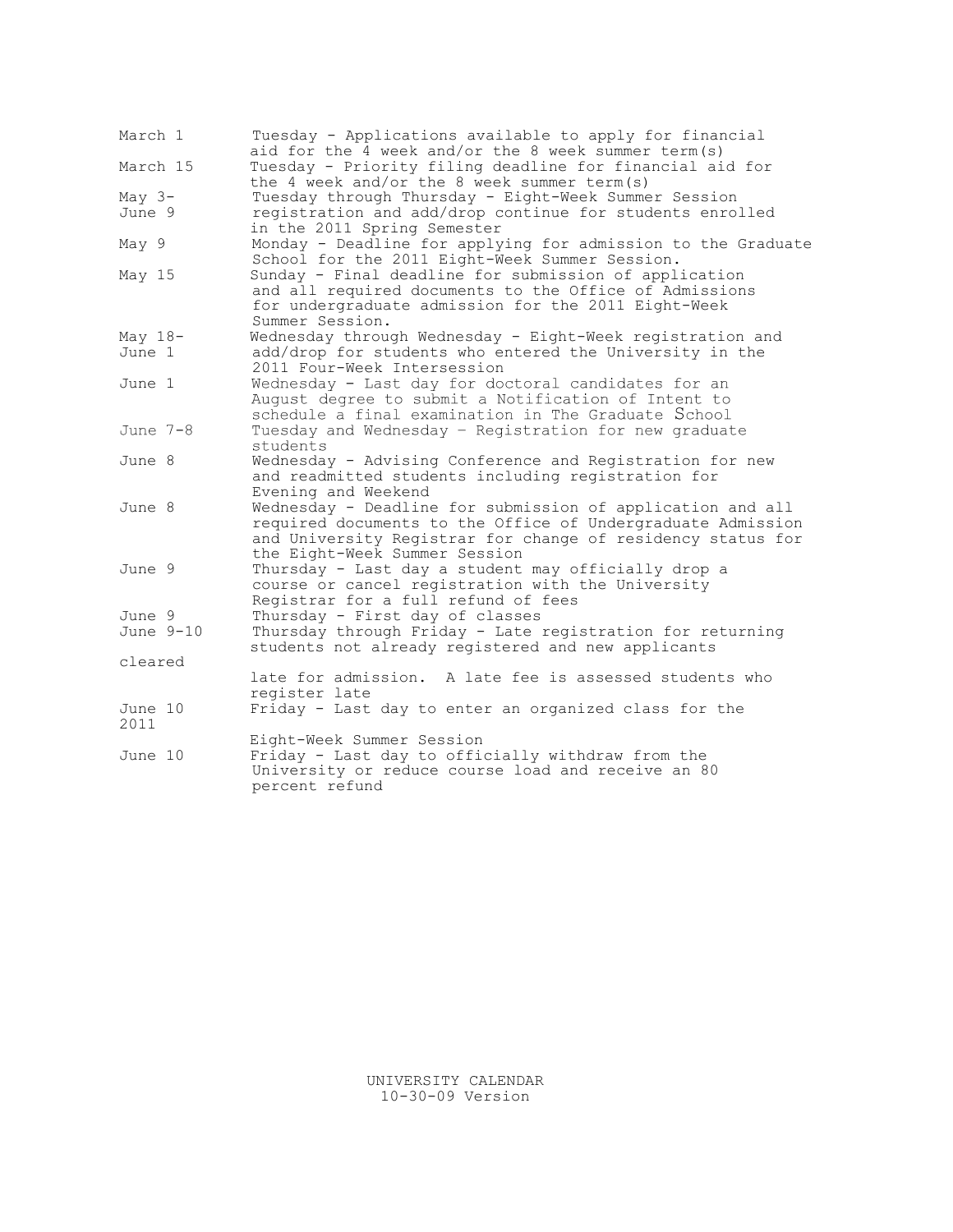| Date | Event |
|---|---|
| March 1 | Tuesday - Applications available to apply for financial aid for the 4 week and/or the 8 week summer term(s) |
| March 15 | Tuesday - Priority filing deadline for financial aid for the 4 week and/or the 8 week summer term(s) |
| May 3- June 9 | Tuesday through Thursday - Eight-Week Summer Session registration and add/drop continue for students enrolled in the 2011 Spring Semester |
| May 9 | Monday - Deadline for applying for admission to the Graduate School for the 2011 Eight-Week Summer Session. |
| May 15 | Sunday - Final deadline for submission of application and all required documents to the Office of Admissions for undergraduate admission for the 2011 Eight-Week Summer Session. |
| May 18- June 1 | Wednesday through Wednesday - Eight-Week registration and add/drop for students who entered the University in the 2011 Four-Week Intersession |
| June 1 | Wednesday - Last day for doctoral candidates for an August degree to submit a Notification of Intent to schedule a final examination in The Graduate School |
| June 7-8 | Tuesday and Wednesday – Registration for new graduate students |
| June 8 | Wednesday - Advising Conference and Registration for new and readmitted students including registration for Evening and Weekend |
| June 8 | Wednesday - Deadline for submission of application and all required documents to the Office of Undergraduate Admission and University Registrar for change of residency status for the Eight-Week Summer Session |
| June 9 | Thursday - Last day a student may officially drop a course or cancel registration with the University Registrar for a full refund of fees |
| June 9 | Thursday - First day of classes |
| June 9-10 | Thursday through Friday - Late registration for returning students not already registered and new applicants cleared late for admission. A late fee is assessed students who register late |
| June 10 2011 | Friday - Last day to enter an organized class for the Eight-Week Summer Session |
| June 10 | Friday - Last day to officially withdraw from the University or reduce course load and receive an 80 percent refund |

UNIVERSITY CALENDAR
10-30-09 Version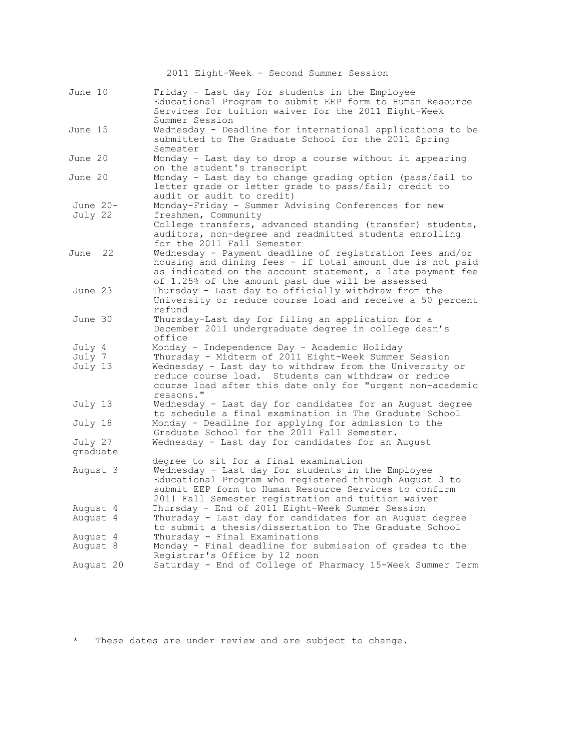## 2011 Eight-Week - Second Summer Session

| Date | Event |
|---|---|
| June 10 | Friday - Last day for students in the Employee Educational Program to submit EEP form to Human Resource Services for tuition waiver for the 2011 Eight-Week Summer Session |
| June 15 | Wednesday - Deadline for international applications to be submitted to The Graduate School for the 2011 Spring Semester |
| June 20 | Monday - Last day to drop a course without it appearing on the student's transcript |
| June 20 | Monday - Last day to change grading option (pass/fail to letter grade or letter grade to pass/fail; credit to audit or audit to credit) |
| June 20- July 22 | Monday-Friday - Summer Advising Conferences for new freshmen, Community College transfers, advanced standing (transfer) students, auditors, non-degree and readmitted students enrolling for the 2011 Fall Semester |
| June 22 | Wednesday - Payment deadline of registration fees and/or housing and dining fees - if total amount due is not paid as indicated on the account statement, a late payment fee of 1.25% of the amount past due will be assessed |
| June 23 | Thursday - Last day to officially withdraw from the University or reduce course load and receive a 50 percent refund |
| June 30 | Thursday-Last day for filing an application for a December 2011 undergraduate degree in college dean's office |
| July 4 | Monday - Independence Day - Academic Holiday |
| July 7 | Thursday - Midterm of 2011 Eight-Week Summer Session |
| July 13 | Wednesday - Last day to withdraw from the University or reduce course load. Students can withdraw or reduce course load after this date only for "urgent non-academic reasons." |
| July 13 | Wednesday - Last day for candidates for an August degree to schedule a final examination in The Graduate School |
| July 18 | Monday - Deadline for applying for admission to the Graduate School for the 2011 Fall Semester. |
| July 27 | Wednesday - Last day for candidates for an August graduate degree to sit for a final examination |
| August 3 | Wednesday - Last day for students in the Employee Educational Program who registered through August 3 to submit EEP form to Human Resource Services to confirm 2011 Fall Semester registration and tuition waiver |
| August 4 | Thursday - End of 2011 Eight-Week Summer Session |
| August 4 | Thursday - Last day for candidates for an August degree to submit a thesis/dissertation to The Graduate School |
| August 4 | Thursday - Final Examinations |
| August 8 | Monday - Final deadline for submission of grades to the Registrar's Office by 12 noon |
| August 20 | Saturday - End of College of Pharmacy 15-Week Summer Term |

* These dates are under review and are subject to change.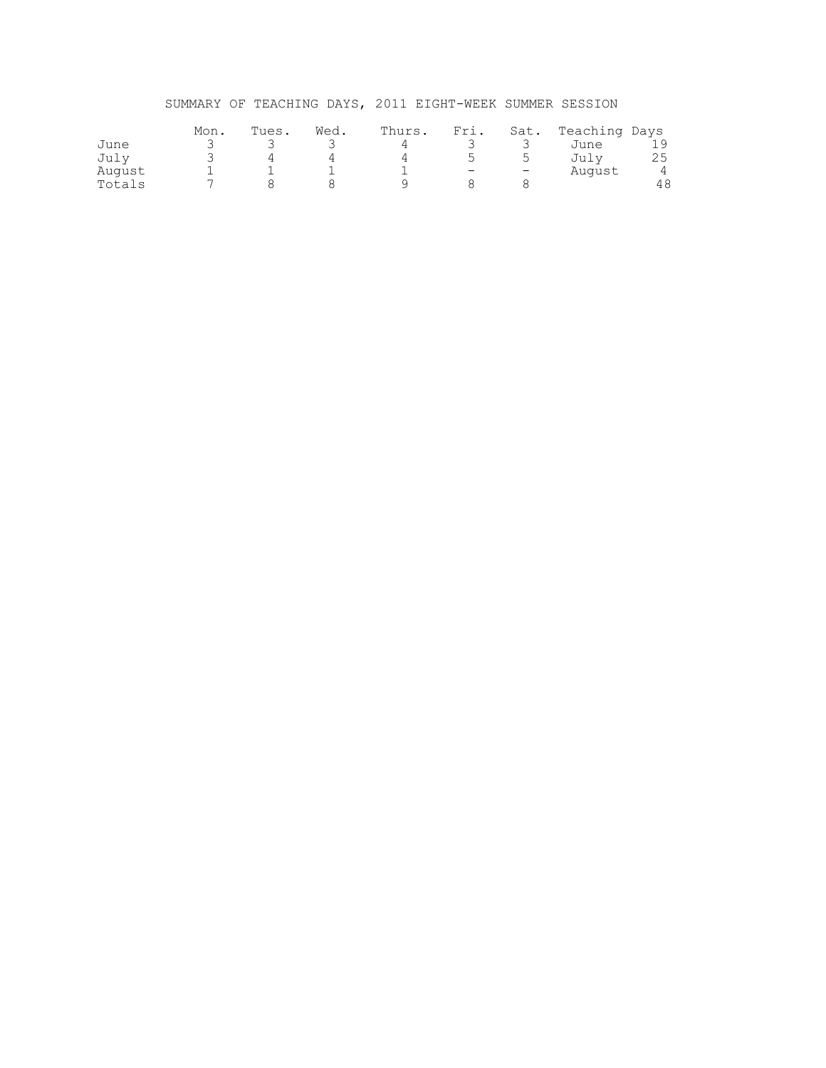SUMMARY OF TEACHING DAYS, 2011 EIGHT-WEEK SUMMER SESSION

| | Mon. | Tues. | Wed. | Thurs. | Fri. | Sat. | Teaching Days | |
|---|---|---|---|---|---|---|---|---|
| June | 3 | 3 | 3 | 4 | 3 | 3 | June | 19 |
| July | 3 | 4 | 4 | 4 | 5 | 5 | July | 25 |
| August | 1 | 1 | 1 | 1 | - | - | August | 4 |
| Totals | 7 | 8 | 8 | 9 | 8 | 8 | | 48 |